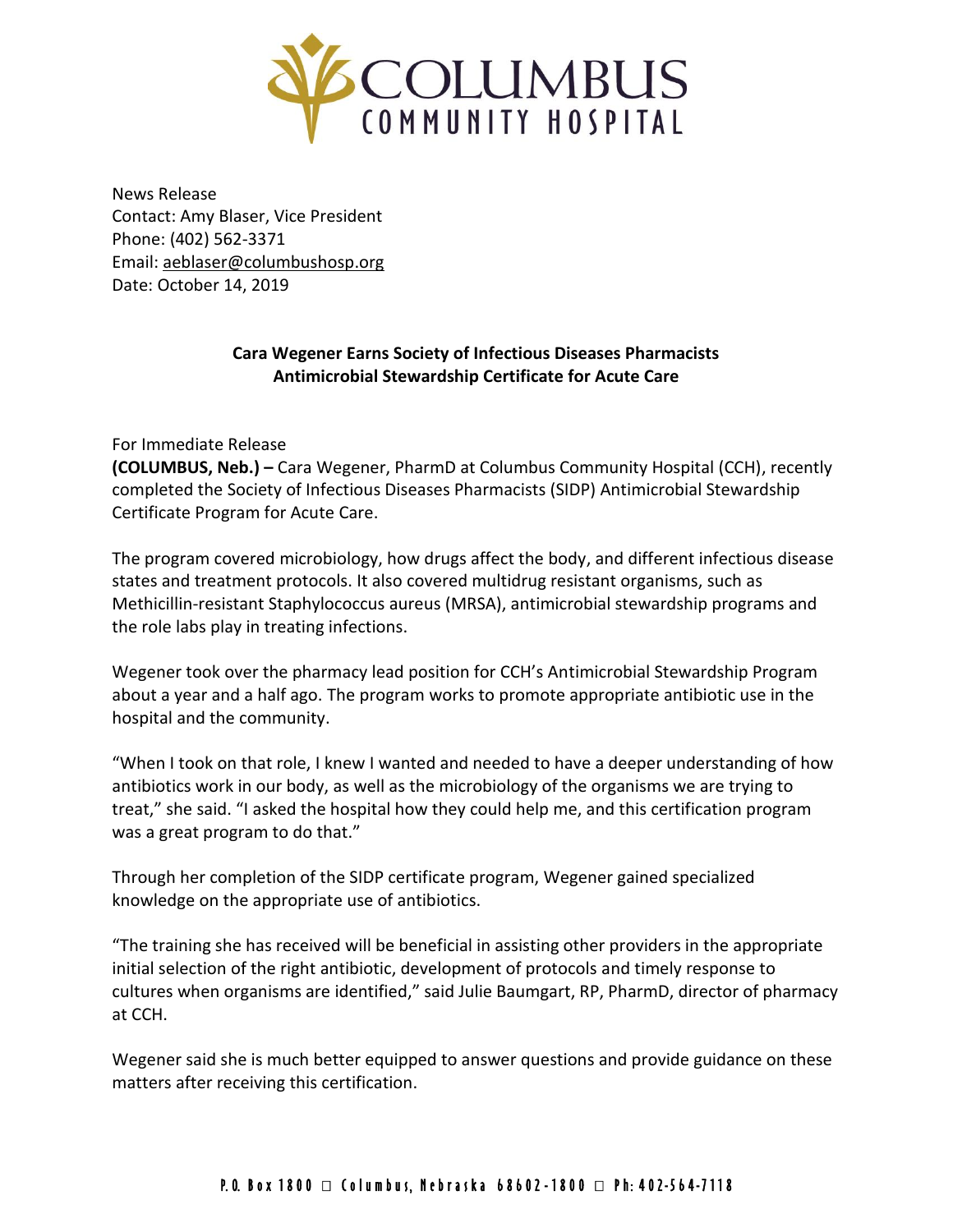# COLUMBUS COMMUNITY HOSPITAL

News Release
Contact: Amy Blaser, Vice President
Phone: (402) 562-3371
Email: aeblaser@columbushosp.org
Date: October 14, 2019

## Cara Wegener Earns Society of Infectious Diseases Pharmacists Antimicrobial Stewardship Certificate for Acute Care

For Immediate Release

**(COLUMBUS, Neb.) –** Cara Wegener, PharmD at Columbus Community Hospital (CCH), recently completed the Society of Infectious Diseases Pharmacists (SIDP) Antimicrobial Stewardship Certificate Program for Acute Care.

The program covered microbiology, how drugs affect the body, and different infectious disease states and treatment protocols. It also covered multidrug resistant organisms, such as Methicillin-resistant Staphylococcus aureus (MRSA), antimicrobial stewardship programs and the role labs play in treating infections.

Wegener took over the pharmacy lead position for CCH's Antimicrobial Stewardship Program about a year and a half ago. The program works to promote appropriate antibiotic use in the hospital and the community.

"When I took on that role, I knew I wanted and needed to have a deeper understanding of how antibiotics work in our body, as well as the microbiology of the organisms we are trying to treat," she said. "I asked the hospital how they could help me, and this certification program was a great program to do that."

Through her completion of the SIDP certificate program, Wegener gained specialized knowledge on the appropriate use of antibiotics.

"The training she has received will be beneficial in assisting other providers in the appropriate initial selection of the right antibiotic, development of protocols and timely response to cultures when organisms are identified," said Julie Baumgart, RP, PharmD, director of pharmacy at CCH.

Wegener said she is much better equipped to answer questions and provide guidance on these matters after receiving this certification.

P.O. Box 1800 □ Columbus, Nebraska 68602-1800 □ Ph: 402-564-7118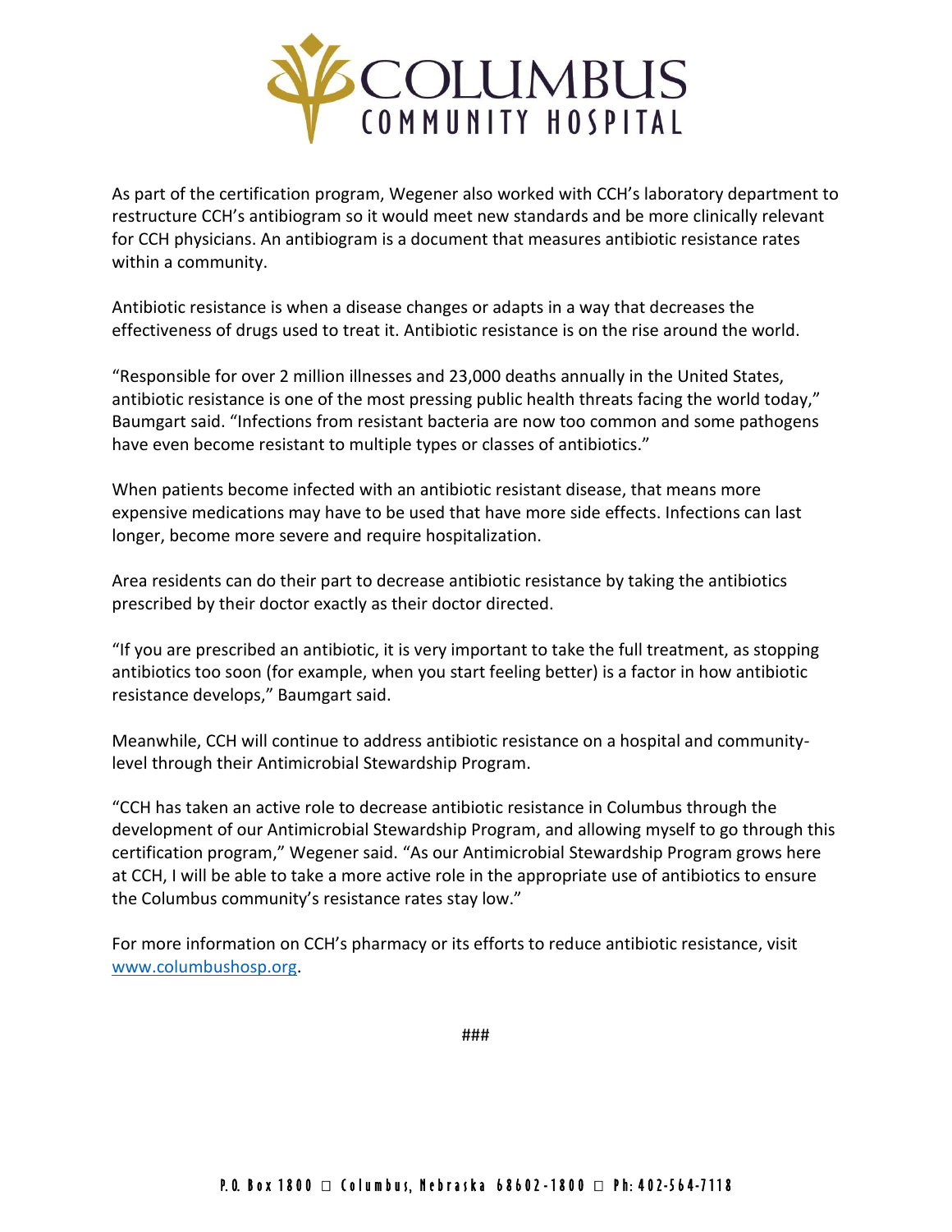As part of the certification program, Wegener also worked with CCH's laboratory department to restructure CCH's antibiogram so it would meet new standards and be more clinically relevant for CCH physicians. An antibiogram is a document that measures antibiotic resistance rates within a community.

Antibiotic resistance is when a disease changes or adapts in a way that decreases the effectiveness of drugs used to treat it. Antibiotic resistance is on the rise around the world.

"Responsible for over 2 million illnesses and 23,000 deaths annually in the United States, antibiotic resistance is one of the most pressing public health threats facing the world today," Baumgart said. "Infections from resistant bacteria are now too common and some pathogens have even become resistant to multiple types or classes of antibiotics."

When patients become infected with an antibiotic resistant disease, that means more expensive medications may have to be used that have more side effects. Infections can last longer, become more severe and require hospitalization.

Area residents can do their part to decrease antibiotic resistance by taking the antibiotics prescribed by their doctor exactly as their doctor directed.

"If you are prescribed an antibiotic, it is very important to take the full treatment, as stopping antibiotics too soon (for example, when you start feeling better) is a factor in how antibiotic resistance develops," Baumgart said.

Meanwhile, CCH will continue to address antibiotic resistance on a hospital and community-level through their Antimicrobial Stewardship Program.

"CCH has taken an active role to decrease antibiotic resistance in Columbus through the development of our Antimicrobial Stewardship Program, and allowing myself to go through this certification program," Wegener said. "As our Antimicrobial Stewardship Program grows here at CCH, I will be able to take a more active role in the appropriate use of antibiotics to ensure the Columbus community's resistance rates stay low."

For more information on CCH's pharmacy or its efforts to reduce antibiotic resistance, visit [www.columbushosp.org](http://www.columbushosp.org).

###